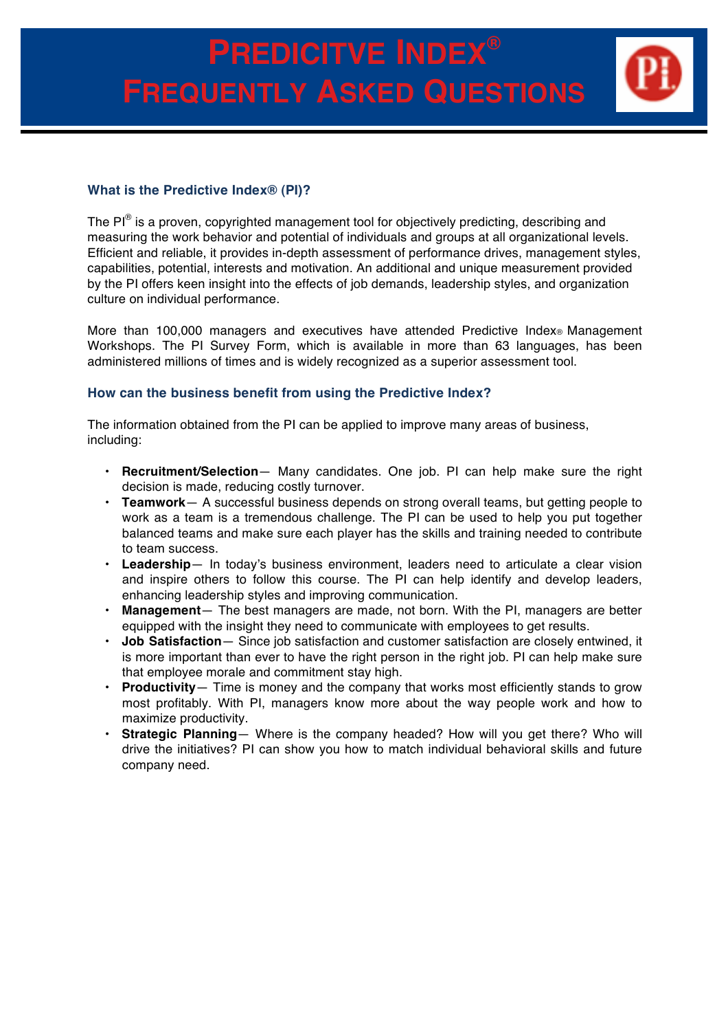# PREDICITVE INDEX®
# FREQUENTLY ASKED QUESTIONS

### What is the Predictive Index® (PI)?

The PI® is a proven, copyrighted management tool for objectively predicting, describing and measuring the work behavior and potential of individuals and groups at all organizational levels. Efficient and reliable, it provides in-depth assessment of performance drives, management styles, capabilities, potential, interests and motivation. An additional and unique measurement provided by the PI offers keen insight into the effects of job demands, leadership styles, and organization culture on individual performance.

More than 100,000 managers and executives have attended Predictive Index® Management Workshops. The PI Survey Form, which is available in more than 63 languages, has been administered millions of times and is widely recognized as a superior assessment tool.

### How can the business benefit from using the Predictive Index?

The information obtained from the PI can be applied to improve many areas of business, including:

- **Recruitment/Selection**— Many candidates. One job. PI can help make sure the right decision is made, reducing costly turnover.
- **Teamwork**— A successful business depends on strong overall teams, but getting people to work as a team is a tremendous challenge. The PI can be used to help you put together balanced teams and make sure each player has the skills and training needed to contribute to team success.
- **Leadership**— In today's business environment, leaders need to articulate a clear vision and inspire others to follow this course. The PI can help identify and develop leaders, enhancing leadership styles and improving communication.
- **Management**— The best managers are made, not born. With the PI, managers are better equipped with the insight they need to communicate with employees to get results.
- **Job Satisfaction**— Since job satisfaction and customer satisfaction are closely entwined, it is more important than ever to have the right person in the right job. PI can help make sure that employee morale and commitment stay high.
- **Productivity**— Time is money and the company that works most efficiently stands to grow most profitably. With PI, managers know more about the way people work and how to maximize productivity.
- **Strategic Planning**— Where is the company headed? How will you get there? Who will drive the initiatives? PI can show you how to match individual behavioral skills and future company need.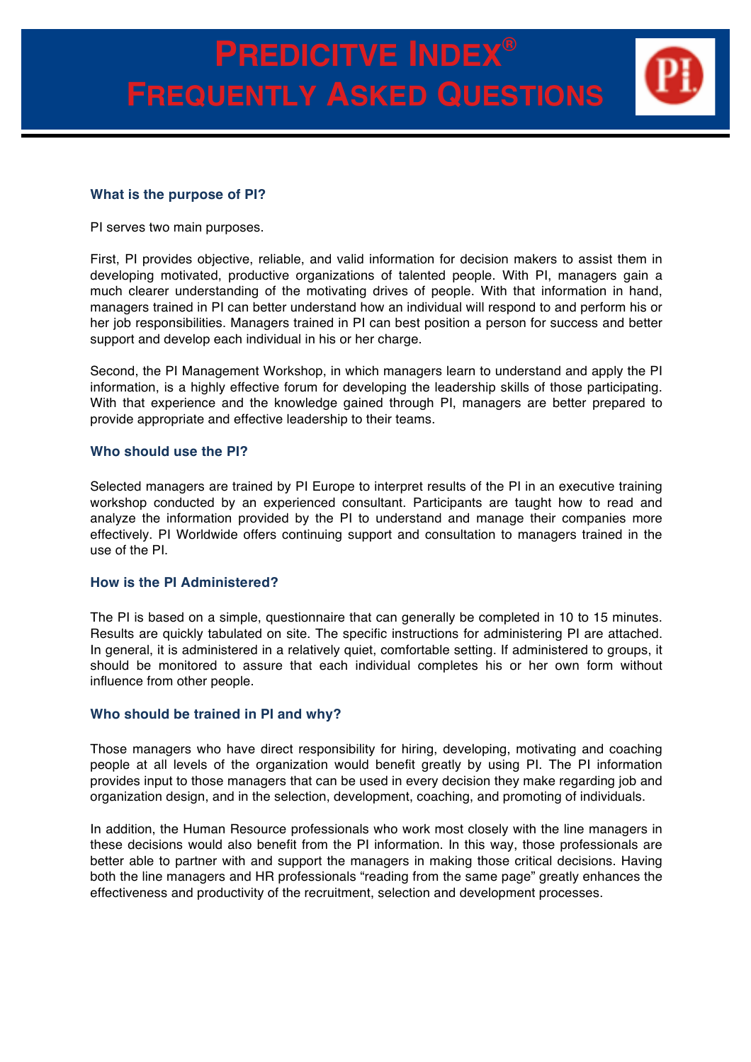# PREDICITVE INDEX®
# FREQUENTLY ASKED QUESTIONS

### What is the purpose of PI?

PI serves two main purposes.

First, PI provides objective, reliable, and valid information for decision makers to assist them in developing motivated, productive organizations of talented people. With PI, managers gain a much clearer understanding of the motivating drives of people. With that information in hand, managers trained in PI can better understand how an individual will respond to and perform his or her job responsibilities. Managers trained in PI can best position a person for success and better support and develop each individual in his or her charge.

Second, the PI Management Workshop, in which managers learn to understand and apply the PI information, is a highly effective forum for developing the leadership skills of those participating. With that experience and the knowledge gained through PI, managers are better prepared to provide appropriate and effective leadership to their teams.

### Who should use the PI?

Selected managers are trained by PI Europe to interpret results of the PI in an executive training workshop conducted by an experienced consultant. Participants are taught how to read and analyze the information provided by the PI to understand and manage their companies more effectively. PI Worldwide offers continuing support and consultation to managers trained in the use of the PI.

### How is the PI Administered?

The PI is based on a simple, questionnaire that can generally be completed in 10 to 15 minutes. Results are quickly tabulated on site. The specific instructions for administering PI are attached. In general, it is administered in a relatively quiet, comfortable setting. If administered to groups, it should be monitored to assure that each individual completes his or her own form without influence from other people.

### Who should be trained in PI and why?

Those managers who have direct responsibility for hiring, developing, motivating and coaching people at all levels of the organization would benefit greatly by using PI. The PI information provides input to those managers that can be used in every decision they make regarding job and organization design, and in the selection, development, coaching, and promoting of individuals.

In addition, the Human Resource professionals who work most closely with the line managers in these decisions would also benefit from the PI information. In this way, those professionals are better able to partner with and support the managers in making those critical decisions. Having both the line managers and HR professionals "reading from the same page" greatly enhances the effectiveness and productivity of the recruitment, selection and development processes.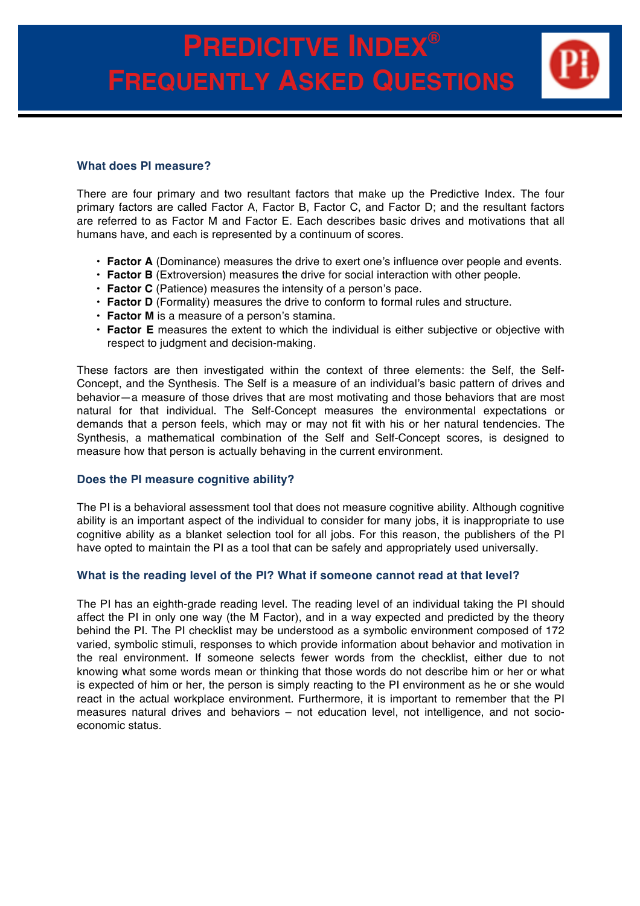# Predicitve Index® Frequently Asked Questions

### What does PI measure?

There are four primary and two resultant factors that make up the Predictive Index. The four primary factors are called Factor A, Factor B, Factor C, and Factor D; and the resultant factors are referred to as Factor M and Factor E. Each describes basic drives and motivations that all humans have, and each is represented by a continuum of scores.

- **Factor A** (Dominance) measures the drive to exert one's influence over people and events.
- **Factor B** (Extroversion) measures the drive for social interaction with other people.
- **Factor C** (Patience) measures the intensity of a person's pace.
- **Factor D** (Formality) measures the drive to conform to formal rules and structure.
- **Factor M** is a measure of a person's stamina.
- **Factor E** measures the extent to which the individual is either subjective or objective with respect to judgment and decision-making.

These factors are then investigated within the context of three elements: the Self, the Self-Concept, and the Synthesis. The Self is a measure of an individual's basic pattern of drives and behavior—a measure of those drives that are most motivating and those behaviors that are most natural for that individual. The Self-Concept measures the environmental expectations or demands that a person feels, which may or may not fit with his or her natural tendencies. The Synthesis, a mathematical combination of the Self and Self-Concept scores, is designed to measure how that person is actually behaving in the current environment.

### Does the PI measure cognitive ability?

The PI is a behavioral assessment tool that does not measure cognitive ability. Although cognitive ability is an important aspect of the individual to consider for many jobs, it is inappropriate to use cognitive ability as a blanket selection tool for all jobs. For this reason, the publishers of the PI have opted to maintain the PI as a tool that can be safely and appropriately used universally.

### What is the reading level of the PI? What if someone cannot read at that level?

The PI has an eighth-grade reading level. The reading level of an individual taking the PI should affect the PI in only one way (the M Factor), and in a way expected and predicted by the theory behind the PI. The PI checklist may be understood as a symbolic environment composed of 172 varied, symbolic stimuli, responses to which provide information about behavior and motivation in the real environment. If someone selects fewer words from the checklist, either due to not knowing what some words mean or thinking that those words do not describe him or her or what is expected of him or her, the person is simply reacting to the PI environment as he or she would react in the actual workplace environment. Furthermore, it is important to remember that the PI measures natural drives and behaviors – not education level, not intelligence, and not socio-economic status.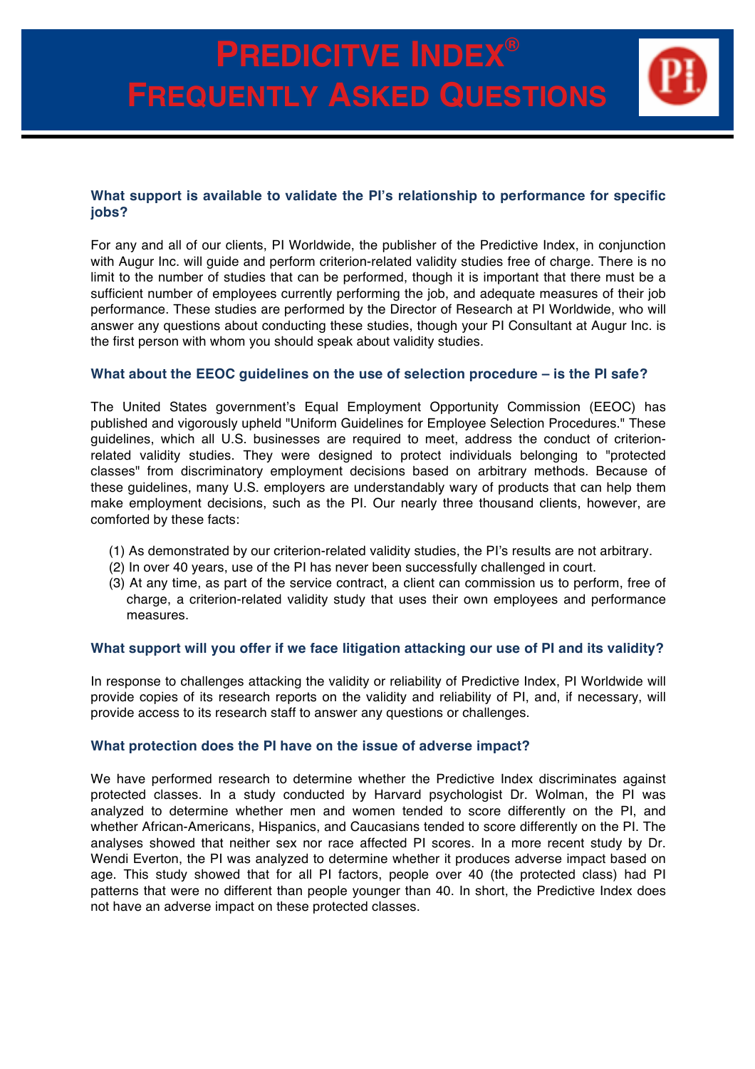# PREDICITVE INDEX®
# FREQUENTLY ASKED QUESTIONS

### What support is available to validate the PI's relationship to performance for specific jobs?

For any and all of our clients, PI Worldwide, the publisher of the Predictive Index, in conjunction with Augur Inc. will guide and perform criterion-related validity studies free of charge. There is no limit to the number of studies that can be performed, though it is important that there must be a sufficient number of employees currently performing the job, and adequate measures of their job performance. These studies are performed by the Director of Research at PI Worldwide, who will answer any questions about conducting these studies, though your PI Consultant at Augur Inc. is the first person with whom you should speak about validity studies.

### What about the EEOC guidelines on the use of selection procedure – is the PI safe?

The United States government's Equal Employment Opportunity Commission (EEOC) has published and vigorously upheld "Uniform Guidelines for Employee Selection Procedures." These guidelines, which all U.S. businesses are required to meet, address the conduct of criterion-related validity studies. They were designed to protect individuals belonging to "protected classes" from discriminatory employment decisions based on arbitrary methods. Because of these guidelines, many U.S. employers are understandably wary of products that can help them make employment decisions, such as the PI. Our nearly three thousand clients, however, are comforted by these facts:

(1) As demonstrated by our criterion-related validity studies, the PI's results are not arbitrary.
(2) In over 40 years, use of the PI has never been successfully challenged in court.
(3) At any time, as part of the service contract, a client can commission us to perform, free of charge, a criterion-related validity study that uses their own employees and performance measures.

### What support will you offer if we face litigation attacking our use of PI and its validity?

In response to challenges attacking the validity or reliability of Predictive Index, PI Worldwide will provide copies of its research reports on the validity and reliability of PI, and, if necessary, will provide access to its research staff to answer any questions or challenges.

### What protection does the PI have on the issue of adverse impact?

We have performed research to determine whether the Predictive Index discriminates against protected classes. In a study conducted by Harvard psychologist Dr. Wolman, the PI was analyzed to determine whether men and women tended to score differently on the PI, and whether African-Americans, Hispanics, and Caucasians tended to score differently on the PI. The analyses showed that neither sex nor race affected PI scores. In a more recent study by Dr. Wendi Everton, the PI was analyzed to determine whether it produces adverse impact based on age. This study showed that for all PI factors, people over 40 (the protected class) had PI patterns that were no different than people younger than 40. In short, the Predictive Index does not have an adverse impact on these protected classes.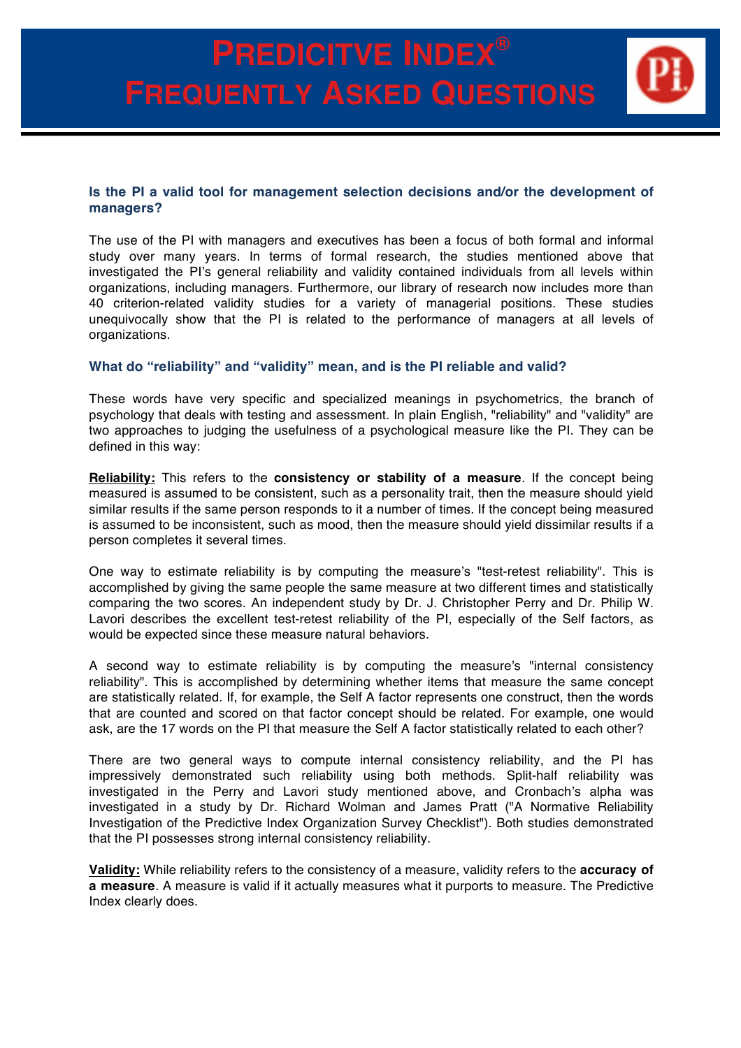# PREDICITVE INDEX® FREQUENTLY ASKED QUESTIONS

### Is the PI a valid tool for management selection decisions and/or the development of managers?

The use of the PI with managers and executives has been a focus of both formal and informal study over many years. In terms of formal research, the studies mentioned above that investigated the PI's general reliability and validity contained individuals from all levels within organizations, including managers. Furthermore, our library of research now includes more than 40 criterion-related validity studies for a variety of managerial positions. These studies unequivocally show that the PI is related to the performance of managers at all levels of organizations.

### What do "reliability" and "validity" mean, and is the PI reliable and valid?

These words have very specific and specialized meanings in psychometrics, the branch of psychology that deals with testing and assessment. In plain English, "reliability" and "validity" are two approaches to judging the usefulness of a psychological measure like the PI. They can be defined in this way:

**Reliability:** This refers to the **consistency or stability of a measure**. If the concept being measured is assumed to be consistent, such as a personality trait, then the measure should yield similar results if the same person responds to it a number of times. If the concept being measured is assumed to be inconsistent, such as mood, then the measure should yield dissimilar results if a person completes it several times.

One way to estimate reliability is by computing the measure's "test-retest reliability". This is accomplished by giving the same people the same measure at two different times and statistically comparing the two scores. An independent study by Dr. J. Christopher Perry and Dr. Philip W. Lavori describes the excellent test-retest reliability of the PI, especially of the Self factors, as would be expected since these measure natural behaviors.

A second way to estimate reliability is by computing the measure's "internal consistency reliability". This is accomplished by determining whether items that measure the same concept are statistically related. If, for example, the Self A factor represents one construct, then the words that are counted and scored on that factor concept should be related. For example, one would ask, are the 17 words on the PI that measure the Self A factor statistically related to each other?

There are two general ways to compute internal consistency reliability, and the PI has impressively demonstrated such reliability using both methods. Split-half reliability was investigated in the Perry and Lavori study mentioned above, and Cronbach's alpha was investigated in a study by Dr. Richard Wolman and James Pratt ("A Normative Reliability Investigation of the Predictive Index Organization Survey Checklist"). Both studies demonstrated that the PI possesses strong internal consistency reliability.

**Validity:** While reliability refers to the consistency of a measure, validity refers to the **accuracy of a measure**. A measure is valid if it actually measures what it purports to measure. The Predictive Index clearly does.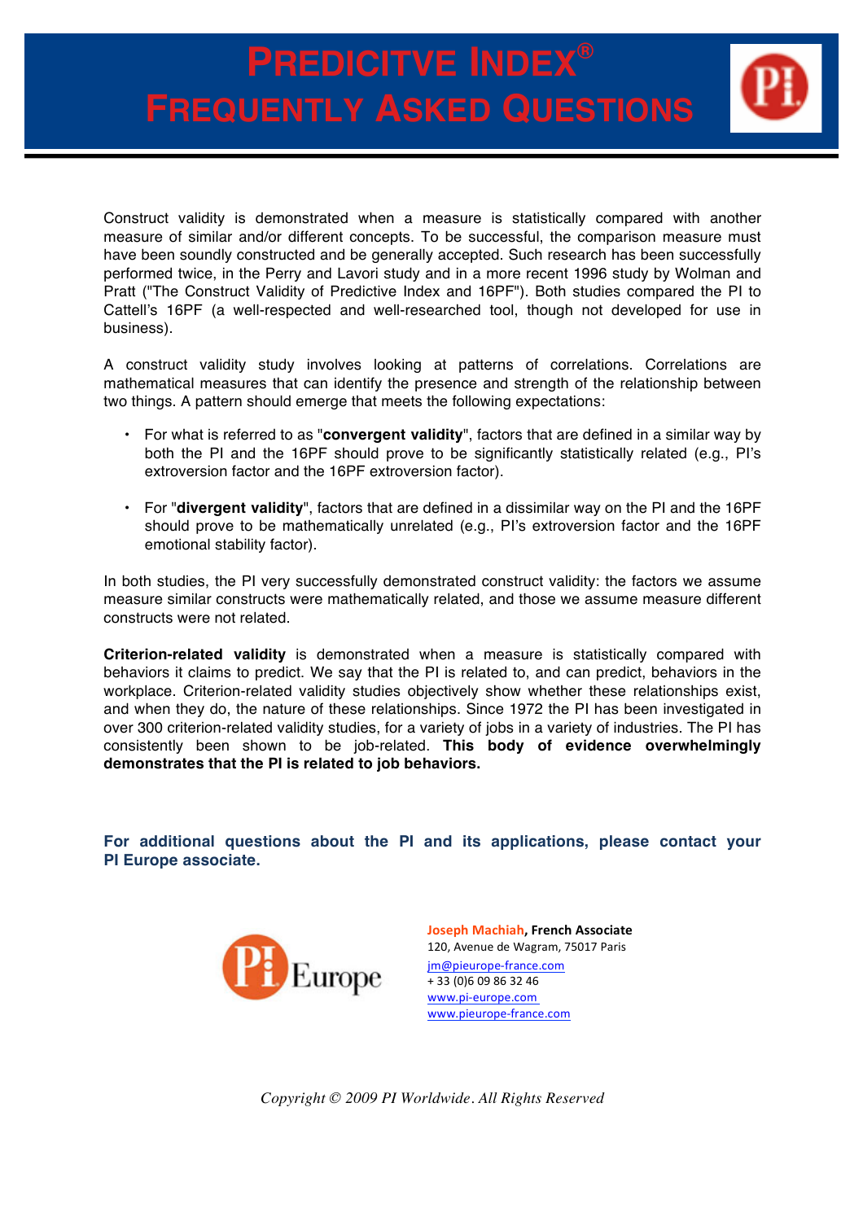# PREDICITVE INDEX® FREQUENTLY ASKED QUESTIONS

Construct validity is demonstrated when a measure is statistically compared with another measure of similar and/or different concepts. To be successful, the comparison measure must have been soundly constructed and be generally accepted. Such research has been successfully performed twice, in the Perry and Lavori study and in a more recent 1996 study by Wolman and Pratt ("The Construct Validity of Predictive Index and 16PF"). Both studies compared the PI to Cattell's 16PF (a well-respected and well-researched tool, though not developed for use in business).

A construct validity study involves looking at patterns of correlations. Correlations are mathematical measures that can identify the presence and strength of the relationship between two things. A pattern should emerge that meets the following expectations:

- For what is referred to as "**convergent validity**", factors that are defined in a similar way by both the PI and the 16PF should prove to be significantly statistically related (e.g., PI's extroversion factor and the 16PF extroversion factor).
- For "**divergent validity**", factors that are defined in a dissimilar way on the PI and the 16PF should prove to be mathematically unrelated (e.g., PI's extroversion factor and the 16PF emotional stability factor).

In both studies, the PI very successfully demonstrated construct validity: the factors we assume measure similar constructs were mathematically related, and those we assume measure different constructs were not related.

**Criterion-related validity** is demonstrated when a measure is statistically compared with behaviors it claims to predict. We say that the PI is related to, and can predict, behaviors in the workplace. Criterion-related validity studies objectively show whether these relationships exist, and when they do, the nature of these relationships. Since 1972 the PI has been investigated in over 300 criterion-related validity studies, for a variety of jobs in a variety of industries. The PI has consistently been shown to be job-related. **This body of evidence overwhelmingly demonstrates that the PI is related to job behaviors.**

**For additional questions about the PI and its applications, please contact your PI Europe associate.**

**Joseph Machiah, French Associate**
120, Avenue de Wagram, 75017 Paris
jm@pieurope-france.com
+ 33 (0)6 09 86 32 46
www.pi-europe.com
www.pieurope-france.com

*Copyright © 2009 PI Worldwide. All Rights Reserved*